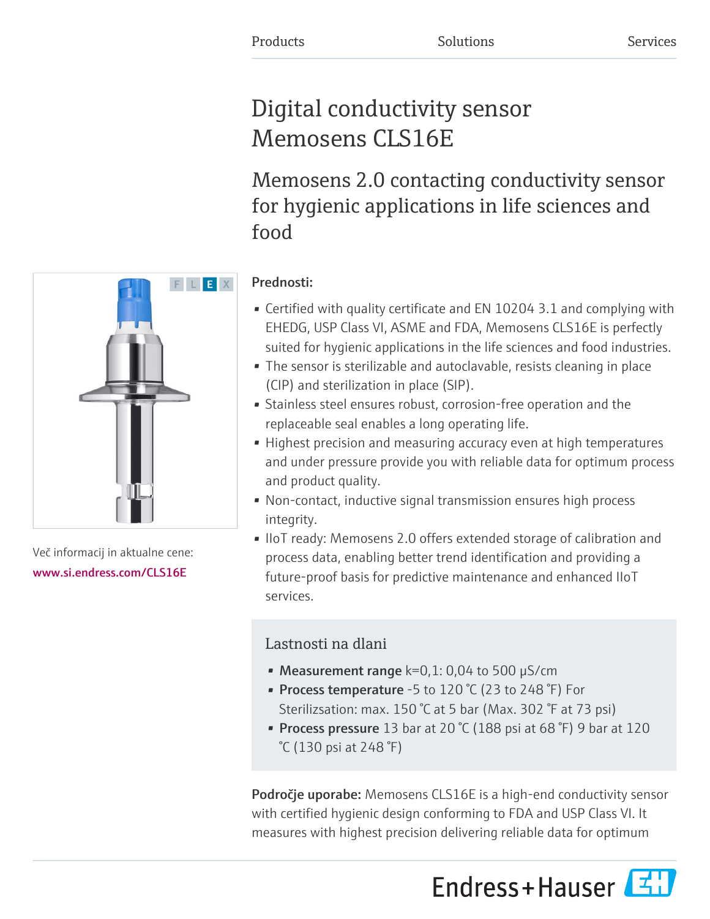Products Solutions Services

# Digital conductivity sensor Memosens CLS16E

## Memosens 2.0 contacting conductivity sensor for hygienic applications in life sciences and food

Več informacij in aktualne cene:
www.si.endress.com/CLS16E

**Prednosti:**

- Certified with quality certificate and EN 10204 3.1 and complying with EHEDG, USP Class VI, ASME and FDA, Memosens CLS16E is perfectly suited for hygienic applications in the life sciences and food industries.
- The sensor is sterilizable and autoclavable, resists cleaning in place (CIP) and sterilization in place (SIP).
- Stainless steel ensures robust, corrosion-free operation and the replaceable seal enables a long operating life.
- Highest precision and measuring accuracy even at high temperatures and under pressure provide you with reliable data for optimum process and product quality.
- Non-contact, inductive signal transmission ensures high process integrity.
- IIoT ready: Memosens 2.0 offers extended storage of calibration and process data, enabling better trend identification and providing a future-proof basis for predictive maintenance and enhanced IIoT services.

### Lastnosti na dlani

- **Measurement range** k=0,1: 0,04 to 500 µS/cm
- **Process temperature** -5 to 120 °C (23 to 248 °F) For Sterilizsation: max. 150 °C at 5 bar (Max. 302 °F at 73 psi)
- **Process pressure** 13 bar at 20 °C (188 psi at 68 °F) 9 bar at 120 °C (130 psi at 248 °F)

**Področje uporabe:** Memosens CLS16E is a high-end conductivity sensor with certified hygienic design conforming to FDA and USP Class VI. It measures with highest precision delivering reliable data for optimum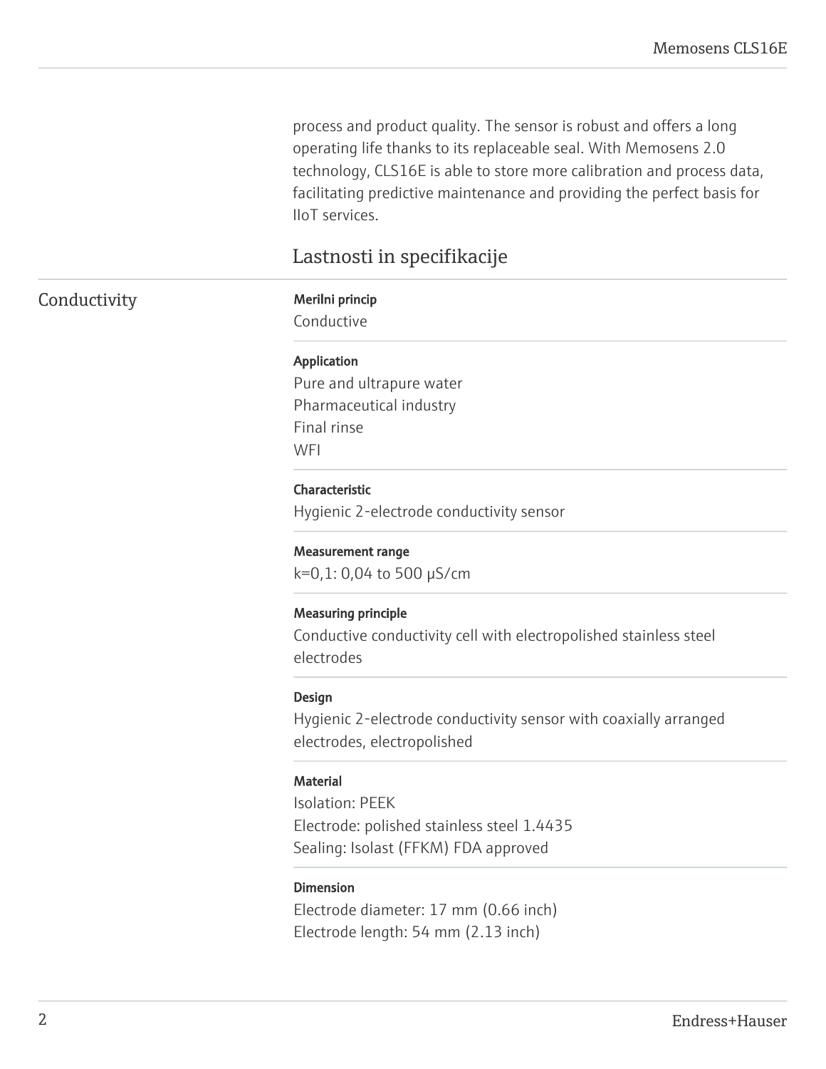process and product quality. The sensor is robust and offers a long operating life thanks to its replaceable seal. With Memosens 2.0 technology, CLS16E is able to store more calibration and process data, facilitating predictive maintenance and providing the perfect basis for IIoT services.

## Lastnosti in specifikacije

### Conductivity

**Merilni princip**
Conductive

**Application**
Pure and ultrapure water
Pharmaceutical industry
Final rinse
WFI

**Characteristic**
Hygienic 2-electrode conductivity sensor

**Measurement range**
k=0,1: 0,04 to 500 µS/cm

**Measuring principle**
Conductive conductivity cell with electropolished stainless steel electrodes

**Design**
Hygienic 2-electrode conductivity sensor with coaxially arranged electrodes, electropolished

**Material**
Isolation: PEEK
Electrode: polished stainless steel 1.4435
Sealing: Isolast (FFKM) FDA approved

**Dimension**
Electrode diameter: 17 mm (0.66 inch)
Electrode length: 54 mm (2.13 inch)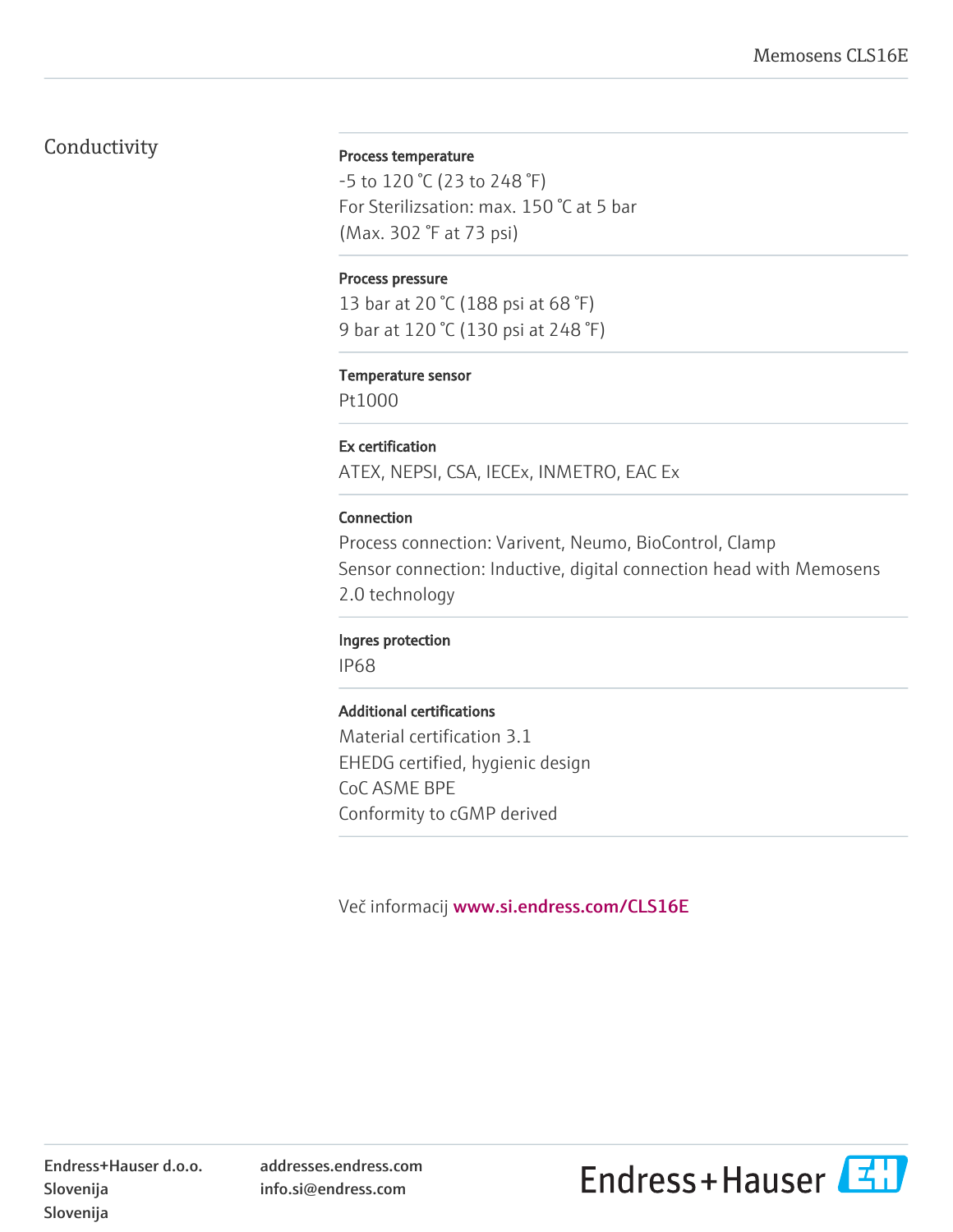## Conductivity

**Process temperature**

-5 to 120 °C (23 to 248 °F)
For Sterilizsation: max. 150 °C at 5 bar
(Max. 302 °F at 73 psi)

**Process pressure**

13 bar at 20 °C (188 psi at 68 °F)
9 bar at 120 °C (130 psi at 248 °F)

**Temperature sensor**

Pt1000

**Ex certification**

ATEX, NEPSI, CSA, IECEx, INMETRO, EAC Ex

**Connection**

Process connection: Varivent, Neumo, BioControl, Clamp
Sensor connection: Inductive, digital connection head with Memosens 2.0 technology

**Ingres protection**

IP68

**Additional certifications**

Material certification 3.1
EHEDG certified, hygienic design
CoC ASME BPE
Conformity to cGMP derived

Več informacij **www.si.endress.com/CLS16E**

Endress+Hauser d.o.o.
Slovenija
Slovenija

addresses.endress.com
info.si@endress.com